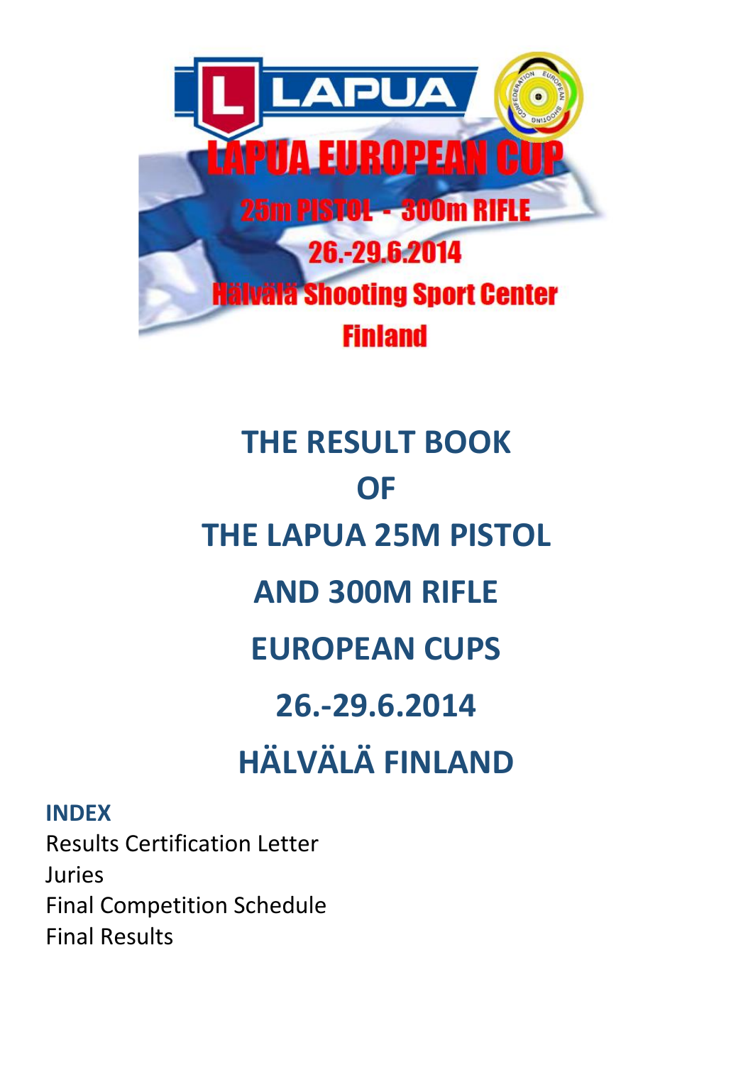LAPUA

LAPUA EUROPEAN CUP

25m PISTOL - 300m RIFLE

26.-29.6.2014

Hälvälä Shooting Sport Center

Finland

# THE RESULT BOOK

# OF

# THE LAPUA 25M PISTOL

# AND 300M RIFLE

# EUROPEAN CUPS

# 26.-29.6.2014

# HÄLVÄLÄ FINLAND

## INDEX

Results Certification Letter

Juries

Final Competition Schedule

Final Results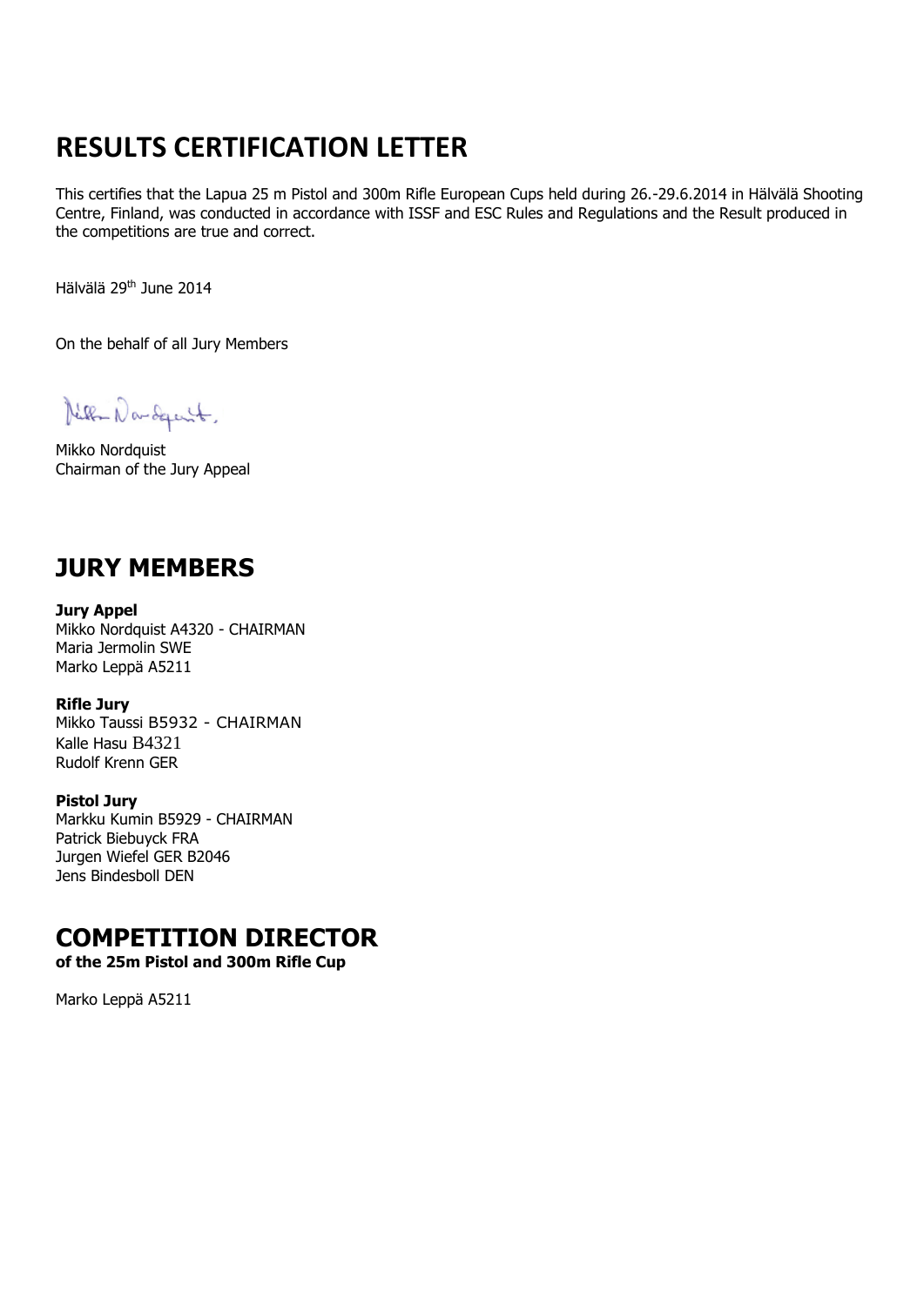# RESULTS CERTIFICATION LETTER

This certifies that the Lapua 25 m Pistol and 300m Rifle European Cups held during 26.-29.6.2014 in Hälvälä Shooting Centre, Finland, was conducted in accordance with ISSF and ESC Rules and Regulations and the Result produced in the competitions are true and correct.

Hälvälä 29th June 2014

On the behalf of all Jury Members

Mikko Nordquist
Chairman of the Jury Appeal

## JURY MEMBERS

**Jury Appel**
Mikko Nordquist A4320 - CHAIRMAN
Maria Jermolin SWE
Marko Leppä A5211

**Rifle Jury**
Mikko Taussi B5932 - CHAIRMAN
Kalle Hasu B4321
Rudolf Krenn GER

**Pistol Jury**
Markku Kumin B5929 - CHAIRMAN
Patrick Biebuyck FRA
Jurgen Wiefel GER B2046
Jens Bindesboll DEN

## COMPETITION DIRECTOR
**of the 25m Pistol and 300m Rifle Cup**

Marko Leppä A5211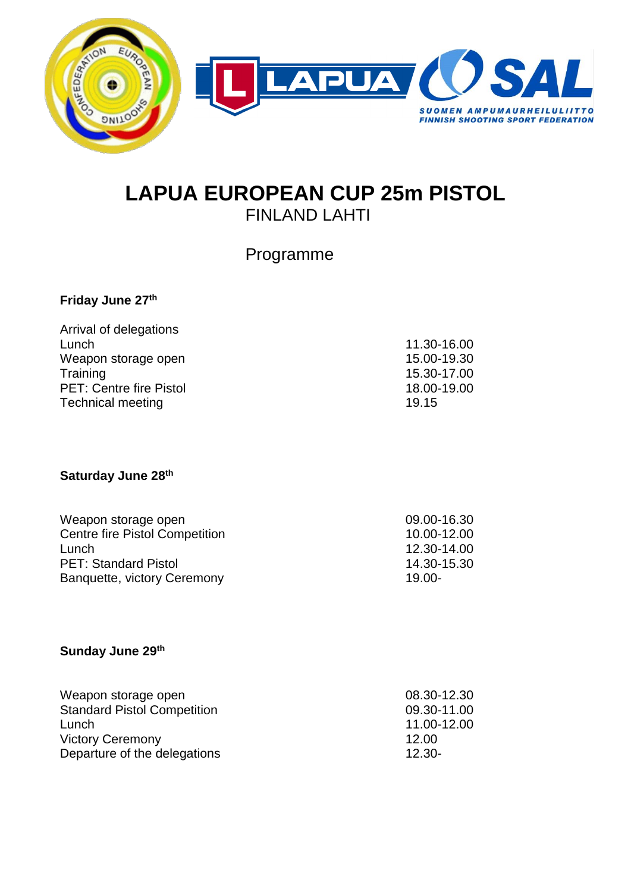# LAPUA EUROPEAN CUP 25m PISTOL

FINLAND LAHTI

Programme

**Friday June 27th**

| | |
|---|---|
| Arrival of delegations | |
| Lunch | 11.30-16.00 |
| Weapon storage open | 15.00-19.30 |
| Training | 15.30-17.00 |
| PET: Centre fire Pistol | 18.00-19.00 |
| Technical meeting | 19.15 |

**Saturday June 28th**

| | |
|---|---|
| Weapon storage open | 09.00-16.30 |
| Centre fire Pistol Competition | 10.00-12.00 |
| Lunch | 12.30-14.00 |
| PET: Standard Pistol | 14.30-15.30 |
| Banquette, victory Ceremony | 19.00- |

**Sunday June 29th**

| | |
|---|---|
| Weapon storage open | 08.30-12.30 |
| Standard Pistol Competition | 09.30-11.00 |
| Lunch | 11.00-12.00 |
| Victory Ceremony | 12.00 |
| Departure of the delegations | 12.30- |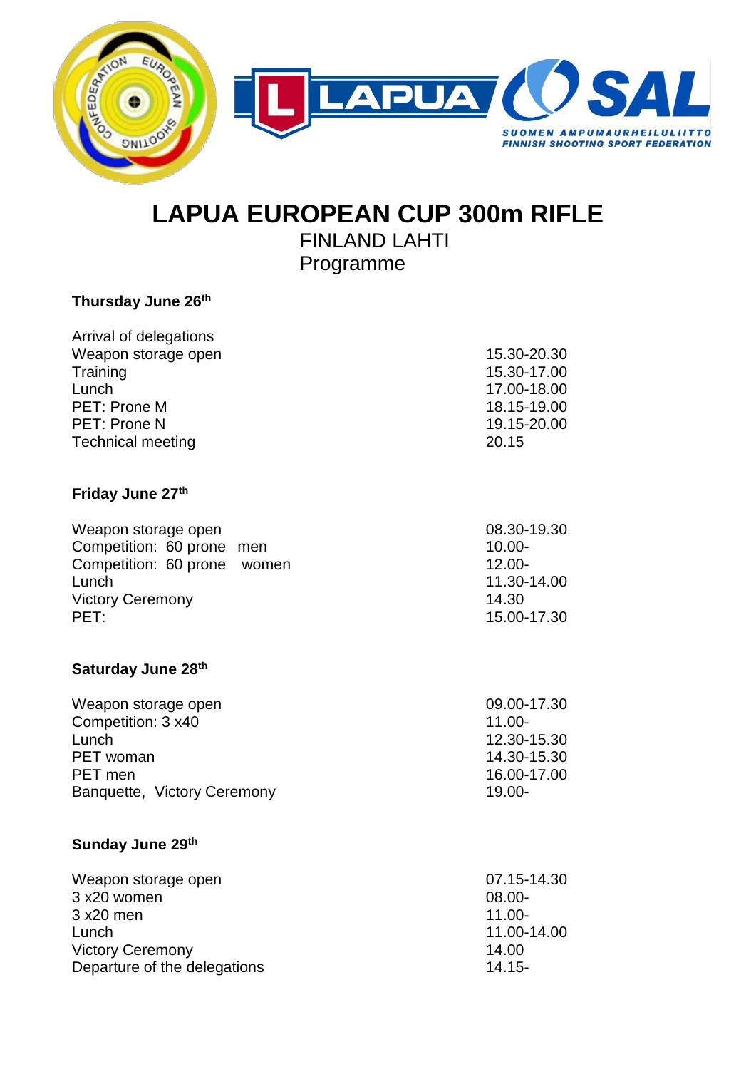# LAPUA EUROPEAN CUP 300m RIFLE

FINLAND LAHTI

Programme

### Thursday June 26th

| | |
|---|---|
| Arrival of delegations | |
| Weapon storage open | 15.30-20.30 |
| Training | 15.30-17.00 |
| Lunch | 17.00-18.00 |
| PET: Prone M | 18.15-19.00 |
| PET: Prone N | 19.15-20.00 |
| Technical meeting | 20.15 |

### Friday June 27th

| | |
|---|---|
| Weapon storage open | 08.30-19.30 |
| Competition: 60 prone men | 10.00- |
| Competition: 60 prone women | 12.00- |
| Lunch | 11.30-14.00 |
| Victory Ceremony | 14.30 |
| PET: | 15.00-17.30 |

### Saturday June 28th

| | |
|---|---|
| Weapon storage open | 09.00-17.30 |
| Competition: 3 x40 | 11.00- |
| Lunch | 12.30-15.30 |
| PET woman | 14.30-15.30 |
| PET men | 16.00-17.00 |
| Banquette, Victory Ceremony | 19.00- |

### Sunday June 29th

| | |
|---|---|
| Weapon storage open | 07.15-14.30 |
| 3 x20 women | 08.00- |
| 3 x20 men | 11.00- |
| Lunch | 11.00-14.00 |
| Victory Ceremony | 14.00 |
| Departure of the delegations | 14.15- |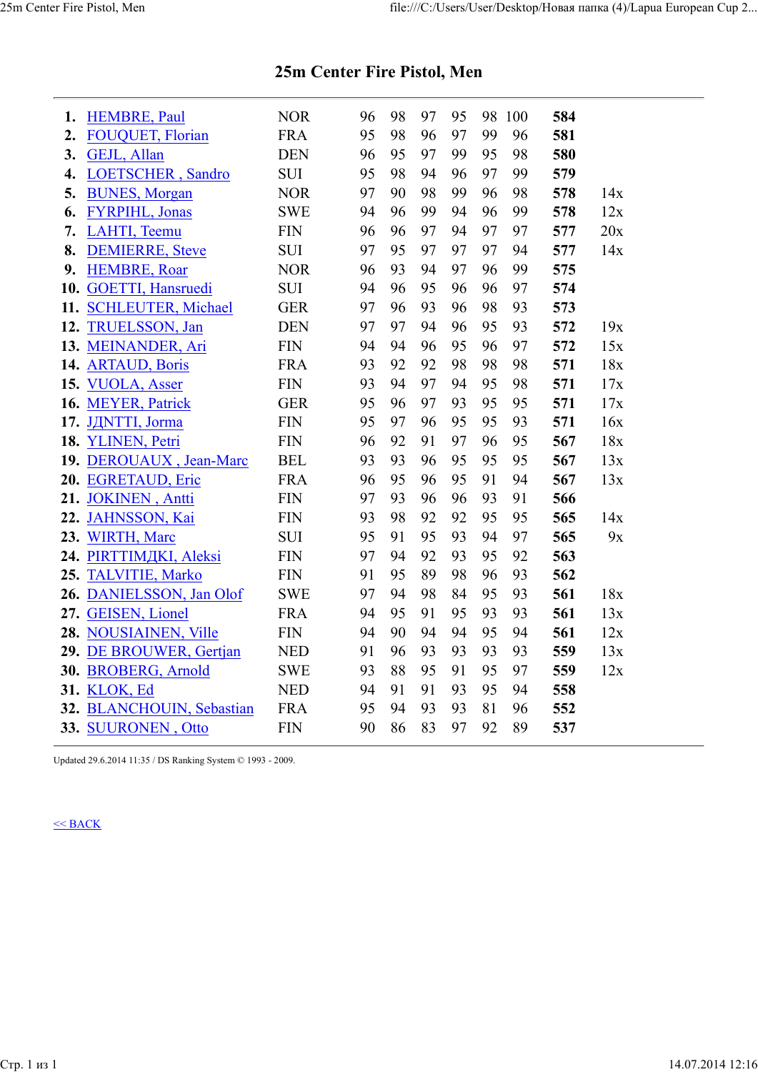# 25m Center Fire Pistol, Men

| | | | | | | | | | | |
|---|---|---|---|---|---|---|---|---|---|---|
| **1.** | HEMBRE, Paul | NOR | 96 | 98 | 97 | 95 | 98 | 100 | **584** | |
| **2.** | FOUQUET, Florian | FRA | 95 | 98 | 96 | 97 | 99 | 96 | **581** | |
| **3.** | GEJL, Allan | DEN | 96 | 95 | 97 | 99 | 95 | 98 | **580** | |
| **4.** | LOETSCHER , Sandro | SUI | 95 | 98 | 94 | 96 | 97 | 99 | **579** | |
| **5.** | BUNES, Morgan | NOR | 97 | 90 | 98 | 99 | 96 | 98 | **578** | 14x |
| **6.** | FYRPIHL, Jonas | SWE | 94 | 96 | 99 | 94 | 96 | 99 | **578** | 12x |
| **7.** | LAHTI, Teemu | FIN | 96 | 96 | 97 | 94 | 97 | 97 | **577** | 20x |
| **8.** | DEMIERRE, Steve | SUI | 97 | 95 | 97 | 97 | 97 | 94 | **577** | 14x |
| **9.** | HEMBRE, Roar | NOR | 96 | 93 | 94 | 97 | 96 | 99 | **575** | |
| **10.** | GOETTI, Hansruedi | SUI | 94 | 96 | 95 | 96 | 96 | 97 | **574** | |
| **11.** | SCHLEUTER, Michael | GER | 97 | 96 | 93 | 96 | 98 | 93 | **573** | |
| **12.** | TRUELSSON, Jan | DEN | 97 | 97 | 94 | 96 | 95 | 93 | **572** | 19x |
| **13.** | MEINANDER, Ari | FIN | 94 | 94 | 96 | 95 | 96 | 97 | **572** | 15x |
| **14.** | ARTAUD, Boris | FRA | 93 | 92 | 92 | 98 | 98 | 98 | **571** | 18x |
| **15.** | VUOLA, Asser | FIN | 93 | 94 | 97 | 94 | 95 | 98 | **571** | 17x |
| **16.** | MEYER, Patrick | GER | 95 | 96 | 97 | 93 | 95 | 95 | **571** | 17x |
| **17.** | ЈДNTTI, Jorma | FIN | 95 | 97 | 96 | 95 | 95 | 93 | **571** | 16x |
| **18.** | YLINEN, Petri | FIN | 96 | 92 | 91 | 97 | 96 | 95 | **567** | 18x |
| **19.** | DEROUAUX , Jean-Marc | BEL | 93 | 93 | 96 | 95 | 95 | 95 | **567** | 13x |
| **20.** | EGRETAUD, Eric | FRA | 96 | 95 | 96 | 95 | 91 | 94 | **567** | 13x |
| **21.** | JOKINEN , Antti | FIN | 97 | 93 | 96 | 96 | 93 | 91 | **566** | |
| **22.** | JAHNSSON, Kai | FIN | 93 | 98 | 92 | 92 | 95 | 95 | **565** | 14x |
| **23.** | WIRTH, Marc | SUI | 95 | 91 | 95 | 93 | 94 | 97 | **565** | 9x |
| **24.** | PIRTTIMДKI, Aleksi | FIN | 97 | 94 | 92 | 93 | 95 | 92 | **563** | |
| **25.** | TALVITIE, Marko | FIN | 91 | 95 | 89 | 98 | 96 | 93 | **562** | |
| **26.** | DANIELSSON, Jan Olof | SWE | 97 | 94 | 98 | 84 | 95 | 93 | **561** | 18x |
| **27.** | GEISEN, Lionel | FRA | 94 | 95 | 91 | 95 | 93 | 93 | **561** | 13x |
| **28.** | NOUSIAINEN, Ville | FIN | 94 | 90 | 94 | 94 | 95 | 94 | **561** | 12x |
| **29.** | DE BROUWER, Gertjan | NED | 91 | 96 | 93 | 93 | 93 | 93 | **559** | 13x |
| **30.** | BROBERG, Arnold | SWE | 93 | 88 | 95 | 91 | 95 | 97 | **559** | 12x |
| **31.** | KLOK, Ed | NED | 94 | 91 | 91 | 93 | 95 | 94 | **558** | |
| **32.** | BLANCHOUIN, Sebastian | FRA | 95 | 94 | 93 | 93 | 81 | 96 | **552** | |
| **33.** | SUURONEN , Otto | FIN | 90 | 86 | 83 | 97 | 92 | 89 | **537** | |

Updated 29.6.2014 11:35 / DS Ranking System © 1993 - 2009.

<< BACK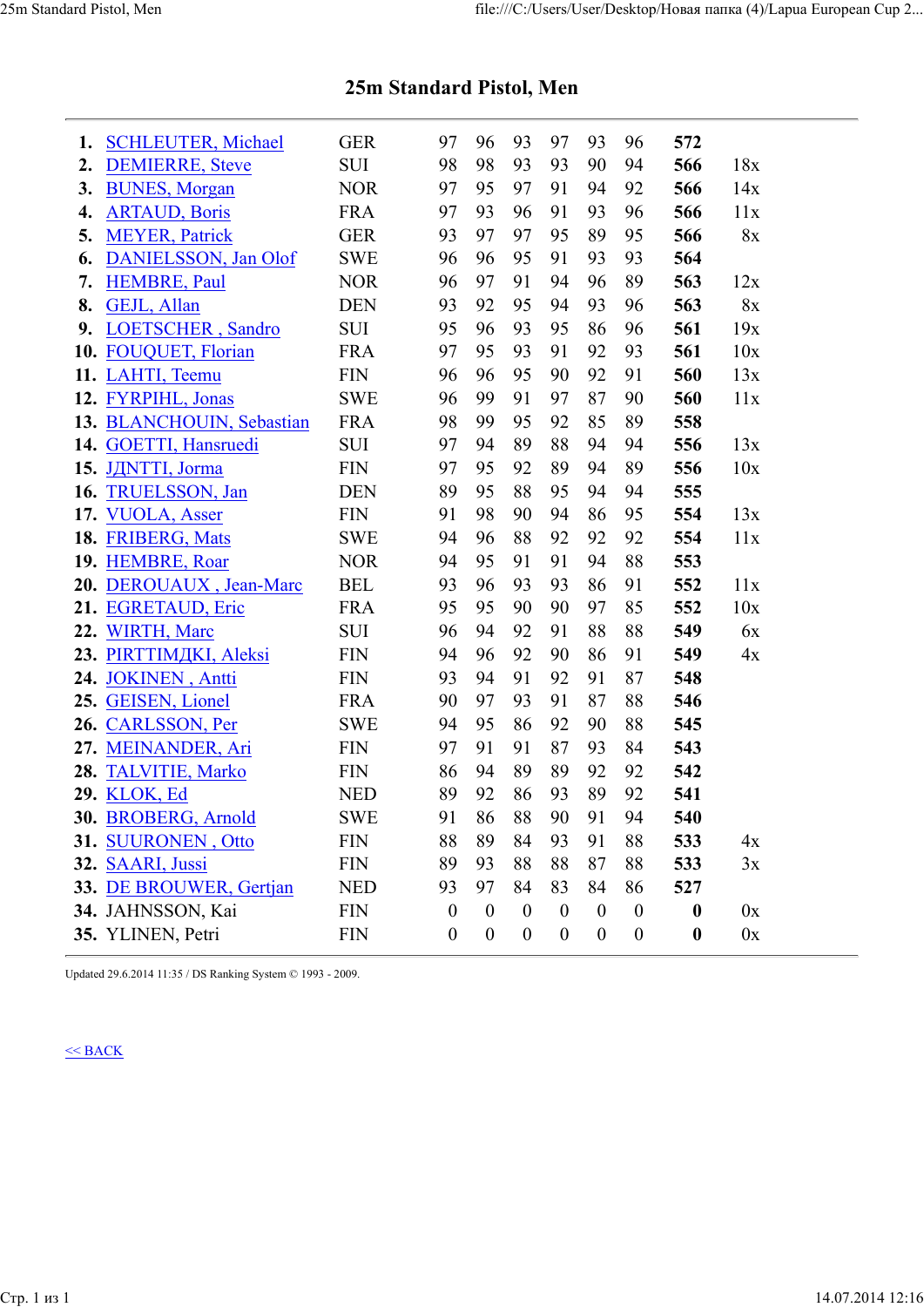# 25m Standard Pistol, Men

| | | | | | | | | | | |
|---|---|---|---|---|---|---|---|---|---|---|
| **1.** | SCHLEUTER, Michael | GER | 97 | 96 | 93 | 97 | 93 | 96 | **572** | |
| **2.** | DEMIERRE, Steve | SUI | 98 | 98 | 93 | 93 | 90 | 94 | **566** | 18x |
| **3.** | BUNES, Morgan | NOR | 97 | 95 | 97 | 91 | 94 | 92 | **566** | 14x |
| **4.** | ARTAUD, Boris | FRA | 97 | 93 | 96 | 91 | 93 | 96 | **566** | 11x |
| **5.** | MEYER, Patrick | GER | 93 | 97 | 97 | 95 | 89 | 95 | **566** | 8x |
| **6.** | DANIELSSON, Jan Olof | SWE | 96 | 96 | 95 | 91 | 93 | 93 | **564** | |
| **7.** | HEMBRE, Paul | NOR | 96 | 97 | 91 | 94 | 96 | 89 | **563** | 12x |
| **8.** | GEJL, Allan | DEN | 93 | 92 | 95 | 94 | 93 | 96 | **563** | 8x |
| **9.** | LOETSCHER , Sandro | SUI | 95 | 96 | 93 | 95 | 86 | 96 | **561** | 19x |
| **10.** | FOUQUET, Florian | FRA | 97 | 95 | 93 | 91 | 92 | 93 | **561** | 10x |
| **11.** | LAHTI, Teemu | FIN | 96 | 96 | 95 | 90 | 92 | 91 | **560** | 13x |
| **12.** | FYRPIHL, Jonas | SWE | 96 | 99 | 91 | 97 | 87 | 90 | **560** | 11x |
| **13.** | BLANCHOUIN, Sebastian | FRA | 98 | 99 | 95 | 92 | 85 | 89 | **558** | |
| **14.** | GOETTI, Hansruedi | SUI | 97 | 94 | 89 | 88 | 94 | 94 | **556** | 13x |
| **15.** | JДNTTI, Jorma | FIN | 97 | 95 | 92 | 89 | 94 | 89 | **556** | 10x |
| **16.** | TRUELSSON, Jan | DEN | 89 | 95 | 88 | 95 | 94 | 94 | **555** | |
| **17.** | VUOLA, Asser | FIN | 91 | 98 | 90 | 94 | 86 | 95 | **554** | 13x |
| **18.** | FRIBERG, Mats | SWE | 94 | 96 | 88 | 92 | 92 | 92 | **554** | 11x |
| **19.** | HEMBRE, Roar | NOR | 94 | 95 | 91 | 91 | 94 | 88 | **553** | |
| **20.** | DEROUAUX , Jean-Marc | BEL | 93 | 96 | 93 | 93 | 86 | 91 | **552** | 11x |
| **21.** | EGRETAUD, Eric | FRA | 95 | 95 | 90 | 90 | 97 | 85 | **552** | 10x |
| **22.** | WIRTH, Marc | SUI | 96 | 94 | 92 | 91 | 88 | 88 | **549** | 6x |
| **23.** | PIRTTIMДKI, Aleksi | FIN | 94 | 96 | 92 | 90 | 86 | 91 | **549** | 4x |
| **24.** | JOKINEN , Antti | FIN | 93 | 94 | 91 | 92 | 91 | 87 | **548** | |
| **25.** | GEISEN, Lionel | FRA | 90 | 97 | 93 | 91 | 87 | 88 | **546** | |
| **26.** | CARLSSON, Per | SWE | 94 | 95 | 86 | 92 | 90 | 88 | **545** | |
| **27.** | MEINANDER, Ari | FIN | 97 | 91 | 91 | 87 | 93 | 84 | **543** | |
| **28.** | TALVITIE, Marko | FIN | 86 | 94 | 89 | 89 | 92 | 92 | **542** | |
| **29.** | KLOK, Ed | NED | 89 | 92 | 86 | 93 | 89 | 92 | **541** | |
| **30.** | BROBERG, Arnold | SWE | 91 | 86 | 88 | 90 | 91 | 94 | **540** | |
| **31.** | SUURONEN , Otto | FIN | 88 | 89 | 84 | 93 | 91 | 88 | **533** | 4x |
| **32.** | SAARI, Jussi | FIN | 89 | 93 | 88 | 88 | 87 | 88 | **533** | 3x |
| **33.** | DE BROUWER, Gertjan | NED | 93 | 97 | 84 | 83 | 84 | 86 | **527** | |
| **34.** | JAHNSSON, Kai | FIN | 0 | 0 | 0 | 0 | 0 | 0 | **0** | 0x |
| **35.** | YLINEN, Petri | FIN | 0 | 0 | 0 | 0 | 0 | 0 | **0** | 0x |

Updated 29.6.2014 11:35 / DS Ranking System © 1993 - 2009.

<< BACK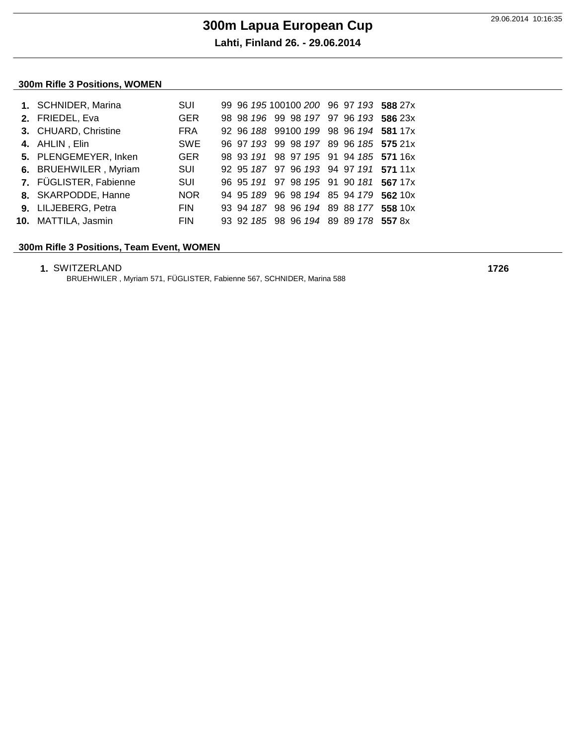# 300m Lapua European Cup

**Lahti, Finland 26. - 29.06.2014**

### 300m Rifle 3 Positions, WOMEN

| Rank | Name | Nation | | | | | | | | | | Total | X |
|---|---|---|---|---|---|---|---|---|---|---|---|---|---|
| **1.** | SCHNIDER, Marina | SUI | 99 | 96 | *195* | 100 | 100 | *200* | 96 | 97 | *193* | **588** | 27x |
| **2.** | FRIEDEL, Eva | GER | 98 | 98 | *196* | 99 | 98 | *197* | 97 | 96 | *193* | **586** | 23x |
| **3.** | CHUARD, Christine | FRA | 92 | 96 | *188* | 99 | 100 | *199* | 98 | 96 | *194* | **581** | 17x |
| **4.** | AHLIN , Elin | SWE | 96 | 97 | *193* | 99 | 98 | *197* | 89 | 96 | *185* | **575** | 21x |
| **5.** | PLENGEMEYER, Inken | GER | 98 | 93 | *191* | 98 | 97 | *195* | 91 | 94 | *185* | **571** | 16x |
| **6.** | BRUEHWILER , Myriam | SUI | 92 | 95 | *187* | 97 | 96 | *193* | 94 | 97 | *191* | **571** | 11x |
| **7.** | FÜGLISTER, Fabienne | SUI | 96 | 95 | *191* | 97 | 98 | *195* | 91 | 90 | *181* | **567** | 17x |
| **8.** | SKARPODDE, Hanne | NOR | 94 | 95 | *189* | 96 | 98 | *194* | 85 | 94 | *179* | **562** | 10x |
| **9.** | LILJEBERG, Petra | FIN | 93 | 94 | *187* | 98 | 96 | *194* | 89 | 88 | *177* | **558** | 10x |
| **10.** | MATTILA, Jasmin | FIN | 93 | 92 | *185* | 98 | 96 | *194* | 89 | 89 | *178* | **557** | 8x |

### 300m Rifle 3 Positions, Team Event, WOMEN

**1.** SWITZERLAND **1726**

BRUEHWILER , Myriam 571, FÜGLISTER, Fabienne 567, SCHNIDER, Marina 588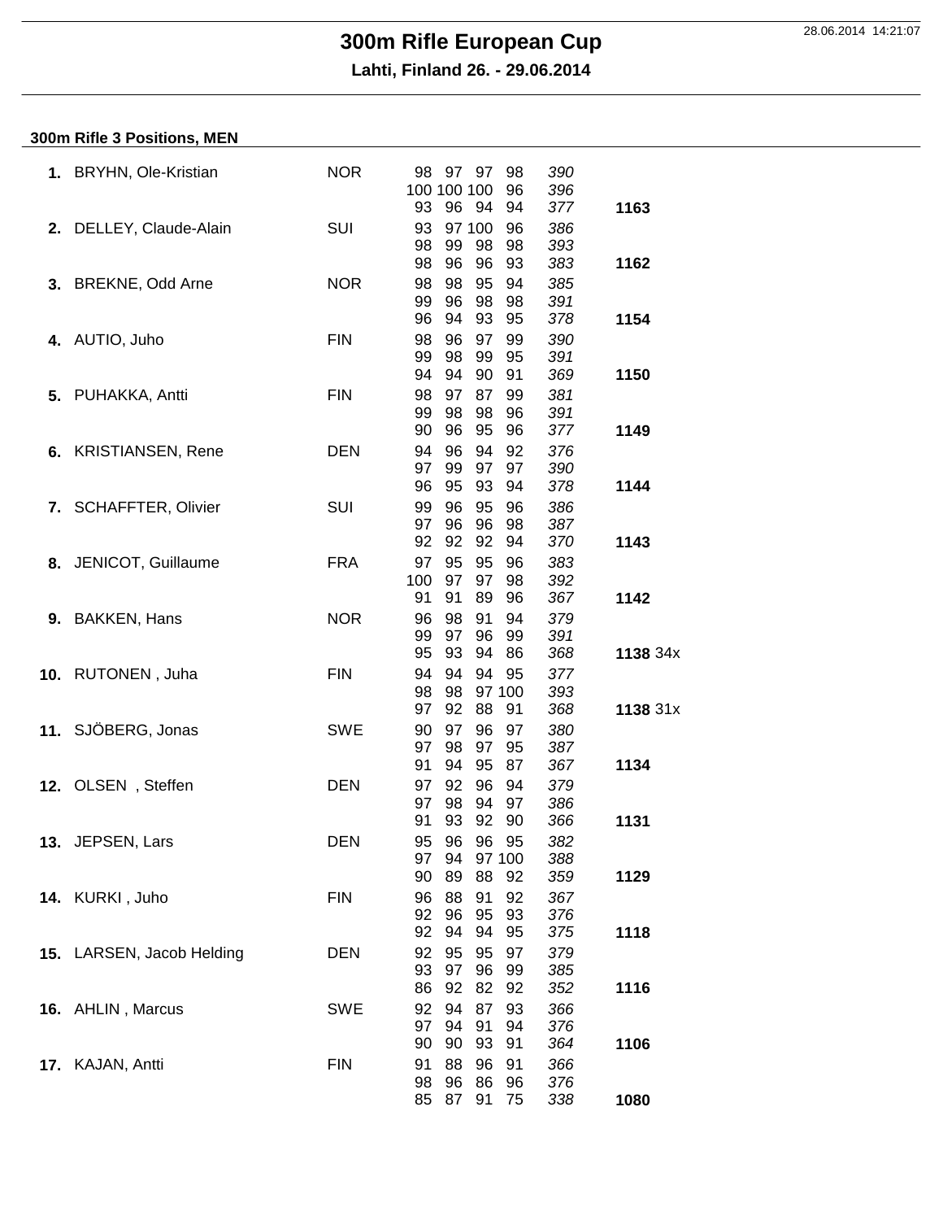# 300m Rifle European Cup

**Lahti, Finland 26. - 29.06.2014**

## 300m Rifle 3 Positions, MEN

| Rank | Name | Nation | Series | | | | Sub | Total |
|---|---|---|---|---|---|---|---|---|
| **1.** | BRYHN, Ole-Kristian | NOR | 98 | 97 | 97 | 98 | *390* | |
| | | | 100 | 100 | 100 | 96 | *396* | |
| | | | 93 | 96 | 94 | 94 | *377* | **1163** |
| **2.** | DELLEY, Claude-Alain | SUI | 93 | 97 | 100 | 96 | *386* | |
| | | | 98 | 99 | 98 | 98 | *393* | |
| | | | 98 | 96 | 96 | 93 | *383* | **1162** |
| **3.** | BREKNE, Odd Arne | NOR | 98 | 98 | 95 | 94 | *385* | |
| | | | 99 | 96 | 98 | 98 | *391* | |
| | | | 96 | 94 | 93 | 95 | *378* | **1154** |
| **4.** | AUTIO, Juho | FIN | 98 | 96 | 97 | 99 | *390* | |
| | | | 99 | 98 | 99 | 95 | *391* | |
| | | | 94 | 94 | 90 | 91 | *369* | **1150** |
| **5.** | PUHAKKA, Antti | FIN | 98 | 97 | 87 | 99 | *381* | |
| | | | 99 | 98 | 98 | 96 | *391* | |
| | | | 90 | 96 | 95 | 96 | *377* | **1149** |
| **6.** | KRISTIANSEN, Rene | DEN | 94 | 96 | 94 | 92 | *376* | |
| | | | 97 | 99 | 97 | 97 | *390* | |
| | | | 96 | 95 | 93 | 94 | *378* | **1144** |
| **7.** | SCHAFFTER, Olivier | SUI | 99 | 96 | 95 | 96 | *386* | |
| | | | 97 | 96 | 96 | 98 | *387* | |
| | | | 92 | 92 | 92 | 94 | *370* | **1143** |
| **8.** | JENICOT, Guillaume | FRA | 97 | 95 | 95 | 96 | *383* | |
| | | | 100 | 97 | 97 | 98 | *392* | |
| | | | 91 | 91 | 89 | 96 | *367* | **1142** |
| **9.** | BAKKEN, Hans | NOR | 96 | 98 | 91 | 94 | *379* | |
| | | | 99 | 97 | 96 | 99 | *391* | |
| | | | 95 | 93 | 94 | 86 | *368* | **1138** 34x |
| **10.** | RUTONEN , Juha | FIN | 94 | 94 | 94 | 95 | *377* | |
| | | | 98 | 98 | 97 | 100 | *393* | |
| | | | 97 | 92 | 88 | 91 | *368* | **1138** 31x |
| **11.** | SJÖBERG, Jonas | SWE | 90 | 97 | 96 | 97 | *380* | |
| | | | 97 | 98 | 97 | 95 | *387* | |
| | | | 91 | 94 | 95 | 87 | *367* | **1134** |
| **12.** | OLSEN , Steffen | DEN | 97 | 92 | 96 | 94 | *379* | |
| | | | 97 | 98 | 94 | 97 | *386* | |
| | | | 91 | 93 | 92 | 90 | *366* | **1131** |
| **13.** | JEPSEN, Lars | DEN | 95 | 96 | 96 | 95 | *382* | |
| | | | 97 | 94 | 97 | 100 | *388* | |
| | | | 90 | 89 | 88 | 92 | *359* | **1129** |
| **14.** | KURKI , Juho | FIN | 96 | 88 | 91 | 92 | *367* | |
| | | | 92 | 96 | 95 | 93 | *376* | |
| | | | 92 | 94 | 94 | 95 | *375* | **1118** |
| **15.** | LARSEN, Jacob Helding | DEN | 92 | 95 | 95 | 97 | *379* | |
| | | | 93 | 97 | 96 | 99 | *385* | |
| | | | 86 | 92 | 82 | 92 | *352* | **1116** |
| **16.** | AHLIN , Marcus | SWE | 92 | 94 | 87 | 93 | *366* | |
| | | | 97 | 94 | 91 | 94 | *376* | |
| | | | 90 | 90 | 93 | 91 | *364* | **1106** |
| **17.** | KAJAN, Antti | FIN | 91 | 88 | 96 | 91 | *366* | |
| | | | 98 | 96 | 86 | 96 | *376* | |
| | | | 85 | 87 | 91 | 75 | *338* | **1080** |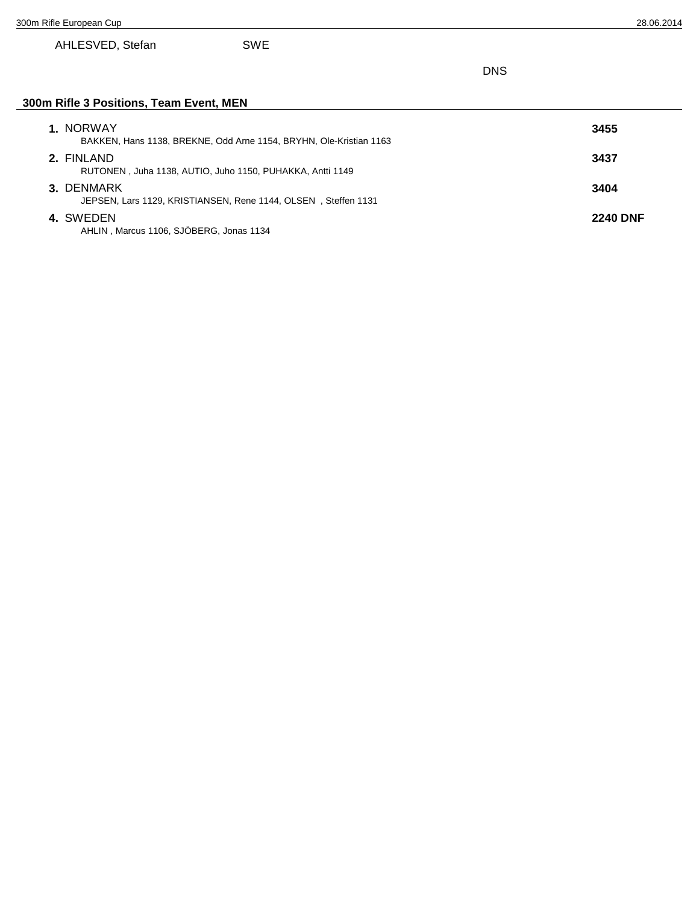AHLESVED, Stefan SWE

DNS

## 300m Rifle 3 Positions, Team Event, MEN

**1.** NORWAY **3455**
BAKKEN, Hans 1138, BREKNE, Odd Arne 1154, BRYHN, Ole-Kristian 1163

**2.** FINLAND **3437**
RUTONEN , Juha 1138, AUTIO, Juho 1150, PUHAKKA, Antti 1149

**3.** DENMARK **3404**
JEPSEN, Lars 1129, KRISTIANSEN, Rene 1144, OLSEN , Steffen 1131

**4.** SWEDEN **2240 DNF**
AHLIN , Marcus 1106, SJÖBERG, Jonas 1134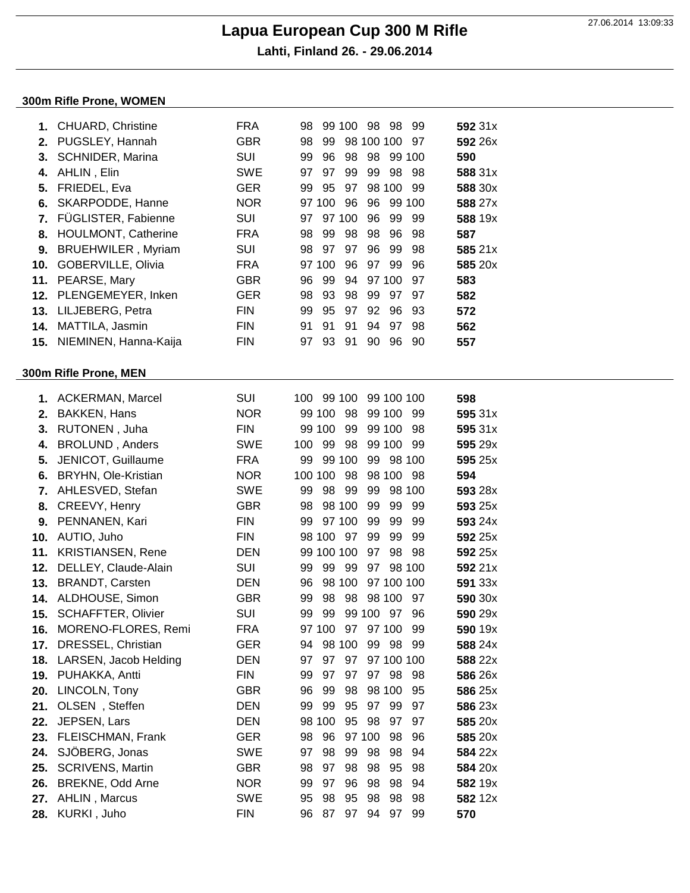# Lapua European Cup 300 M Rifle

**Lahti, Finland 26. - 29.06.2014**

## 300m Rifle Prone, WOMEN

| Rank | Name | Nation | S1 | S2 | S3 | S4 | S5 | S6 | Total | X |
|---|---|---|---|---|---|---|---|---|---|---|
| 1. | CHUARD, Christine | FRA | 98 | 99 | 100 | 98 | 98 | 99 | **592** | 31x |
| 2. | PUGSLEY, Hannah | GBR | 98 | 99 | 98 | 100 | 100 | 97 | **592** | 26x |
| 3. | SCHNIDER, Marina | SUI | 99 | 96 | 98 | 98 | 99 | 100 | **590** | |
| 4. | AHLIN , Elin | SWE | 97 | 97 | 99 | 99 | 98 | 98 | **588** | 31x |
| 5. | FRIEDEL, Eva | GER | 99 | 95 | 97 | 98 | 100 | 99 | **588** | 30x |
| 6. | SKARPODDE, Hanne | NOR | 97 | 100 | 96 | 96 | 99 | 100 | **588** | 27x |
| 7. | FÜGLISTER, Fabienne | SUI | 97 | 97 | 100 | 96 | 99 | 99 | **588** | 19x |
| 8. | HOULMONT, Catherine | FRA | 98 | 99 | 98 | 98 | 96 | 98 | **587** | |
| 9. | BRUEHWILER , Myriam | SUI | 98 | 97 | 97 | 96 | 99 | 98 | **585** | 21x |
| 10. | GOBERVILLE, Olivia | FRA | 97 | 100 | 96 | 97 | 99 | 96 | **585** | 20x |
| 11. | PEARSE, Mary | GBR | 96 | 99 | 94 | 97 | 100 | 97 | **583** | |
| 12. | PLENGEMEYER, Inken | GER | 98 | 93 | 98 | 99 | 97 | 97 | **582** | |
| 13. | LILJEBERG, Petra | FIN | 99 | 95 | 97 | 92 | 96 | 93 | **572** | |
| 14. | MATTILA, Jasmin | FIN | 91 | 91 | 91 | 94 | 97 | 98 | **562** | |
| 15. | NIEMINEN, Hanna-Kaija | FIN | 97 | 93 | 91 | 90 | 96 | 90 | **557** | |

## 300m Rifle Prone, MEN

| Rank | Name | Nation | S1 | S2 | S3 | S4 | S5 | S6 | Total | X |
|---|---|---|---|---|---|---|---|---|---|---|
| 1. | ACKERMAN, Marcel | SUI | 100 | 99 | 100 | 99 | 100 | 100 | **598** | |
| 2. | BAKKEN, Hans | NOR | 99 | 100 | 98 | 99 | 100 | 99 | **595** | 31x |
| 3. | RUTONEN , Juha | FIN | 99 | 100 | 99 | 99 | 100 | 98 | **595** | 31x |
| 4. | BROLUND , Anders | SWE | 100 | 99 | 98 | 99 | 100 | 99 | **595** | 29x |
| 5. | JENICOT, Guillaume | FRA | 99 | 99 | 100 | 99 | 98 | 100 | **595** | 25x |
| 6. | BRYHN, Ole-Kristian | NOR | 100 | 100 | 98 | 98 | 100 | 98 | **594** | |
| 7. | AHLESVED, Stefan | SWE | 99 | 98 | 99 | 99 | 98 | 100 | **593** | 28x |
| 8. | CREEVY, Henry | GBR | 98 | 98 | 100 | 99 | 99 | 99 | **593** | 25x |
| 9. | PENNANEN, Kari | FIN | 99 | 97 | 100 | 99 | 99 | 99 | **593** | 24x |
| 10. | AUTIO, Juho | FIN | 98 | 100 | 97 | 99 | 99 | 99 | **592** | 25x |
| 11. | KRISTIANSEN, Rene | DEN | 99 | 100 | 100 | 97 | 98 | 98 | **592** | 25x |
| 12. | DELLEY, Claude-Alain | SUI | 99 | 99 | 99 | 97 | 98 | 100 | **592** | 21x |
| 13. | BRANDT, Carsten | DEN | 96 | 98 | 100 | 97 | 100 | 100 | **591** | 33x |
| 14. | ALDHOUSE, Simon | GBR | 99 | 98 | 98 | 98 | 100 | 97 | **590** | 30x |
| 15. | SCHAFFTER, Olivier | SUI | 99 | 99 | 99 | 100 | 97 | 96 | **590** | 29x |
| 16. | MORENO-FLORES, Remi | FRA | 97 | 100 | 97 | 97 | 100 | 99 | **590** | 19x |
| 17. | DRESSEL, Christian | GER | 94 | 98 | 100 | 99 | 98 | 99 | **588** | 24x |
| 18. | LARSEN, Jacob Helding | DEN | 97 | 97 | 97 | 97 | 100 | 100 | **588** | 22x |
| 19. | PUHAKKA, Antti | FIN | 99 | 97 | 97 | 97 | 98 | 98 | **586** | 26x |
| 20. | LINCOLN, Tony | GBR | 96 | 99 | 98 | 98 | 100 | 95 | **586** | 25x |
| 21. | OLSEN , Steffen | DEN | 99 | 99 | 95 | 97 | 99 | 97 | **586** | 23x |
| 22. | JEPSEN, Lars | DEN | 98 | 100 | 95 | 98 | 97 | 97 | **585** | 20x |
| 23. | FLEISCHMAN, Frank | GER | 98 | 96 | 97 | 100 | 98 | 96 | **585** | 20x |
| 24. | SJÖBERG, Jonas | SWE | 97 | 98 | 99 | 98 | 98 | 94 | **584** | 22x |
| 25. | SCRIVENS, Martin | GBR | 98 | 97 | 98 | 98 | 95 | 98 | **584** | 20x |
| 26. | BREKNE, Odd Arne | NOR | 99 | 97 | 96 | 98 | 98 | 94 | **582** | 19x |
| 27. | AHLIN , Marcus | SWE | 95 | 98 | 95 | 98 | 98 | 98 | **582** | 12x |
| 28. | KURKI , Juho | FIN | 96 | 87 | 97 | 94 | 97 | 99 | **570** | |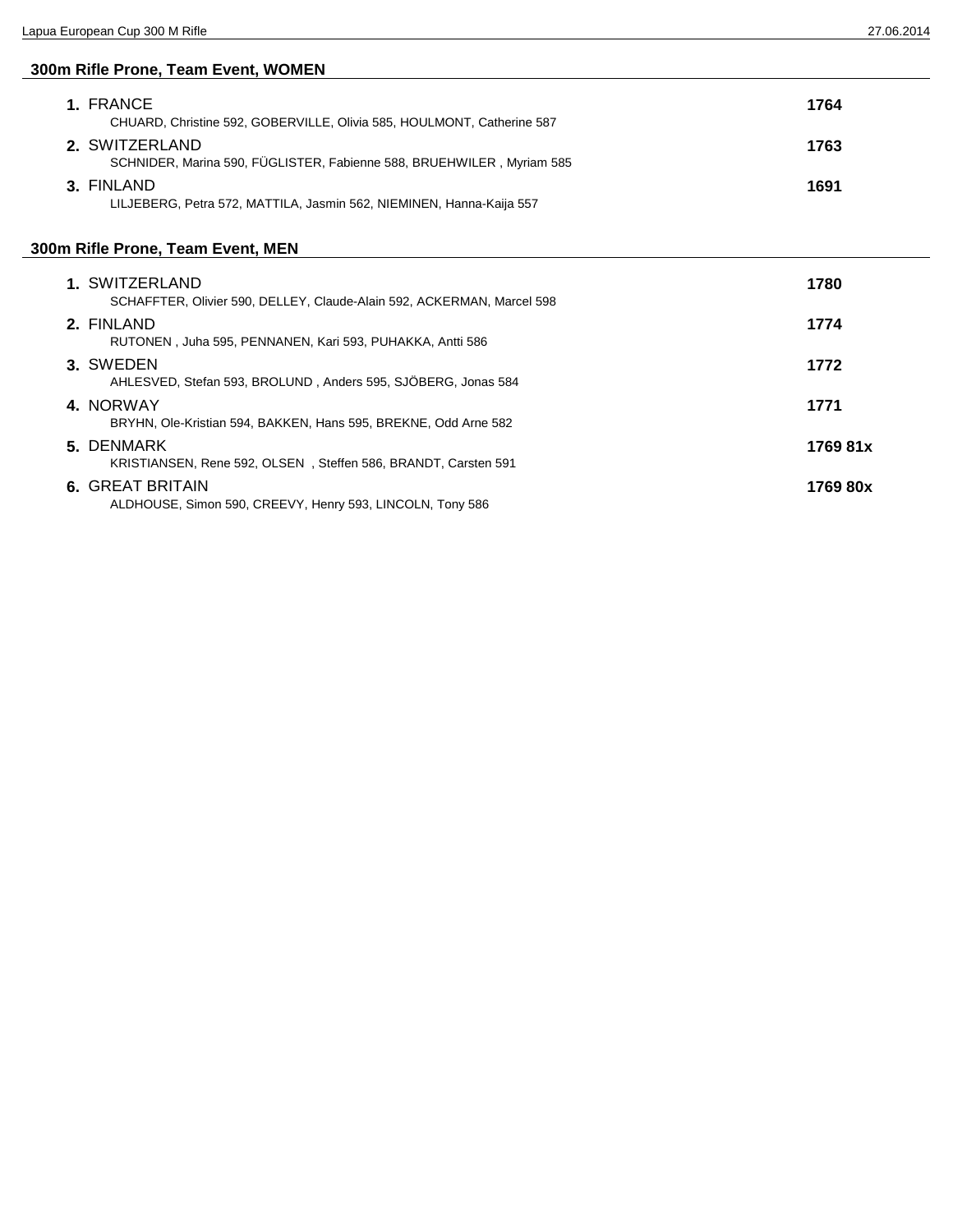## 300m Rifle Prone, Team Event, WOMEN

**1.** FRANCE **1764**
CHUARD, Christine 592, GOBERVILLE, Olivia 585, HOULMONT, Catherine 587

**2.** SWITZERLAND **1763**
SCHNIDER, Marina 590, FÜGLISTER, Fabienne 588, BRUEHWILER , Myriam 585

**3.** FINLAND **1691**
LILJEBERG, Petra 572, MATTILA, Jasmin 562, NIEMINEN, Hanna-Kaija 557

## 300m Rifle Prone, Team Event, MEN

**1.** SWITZERLAND **1780**
SCHAFFTER, Olivier 590, DELLEY, Claude-Alain 592, ACKERMAN, Marcel 598

**2.** FINLAND **1774**
RUTONEN , Juha 595, PENNANEN, Kari 593, PUHAKKA, Antti 586

**3.** SWEDEN **1772**
AHLESVED, Stefan 593, BROLUND , Anders 595, SJÖBERG, Jonas 584

**4.** NORWAY **1771**
BRYHN, Ole-Kristian 594, BAKKEN, Hans 595, BREKNE, Odd Arne 582

**5.** DENMARK **1769 81x**
KRISTIANSEN, Rene 592, OLSEN , Steffen 586, BRANDT, Carsten 591

**6.** GREAT BRITAIN **1769 80x**
ALDHOUSE, Simon 590, CREEVY, Henry 593, LINCOLN, Tony 586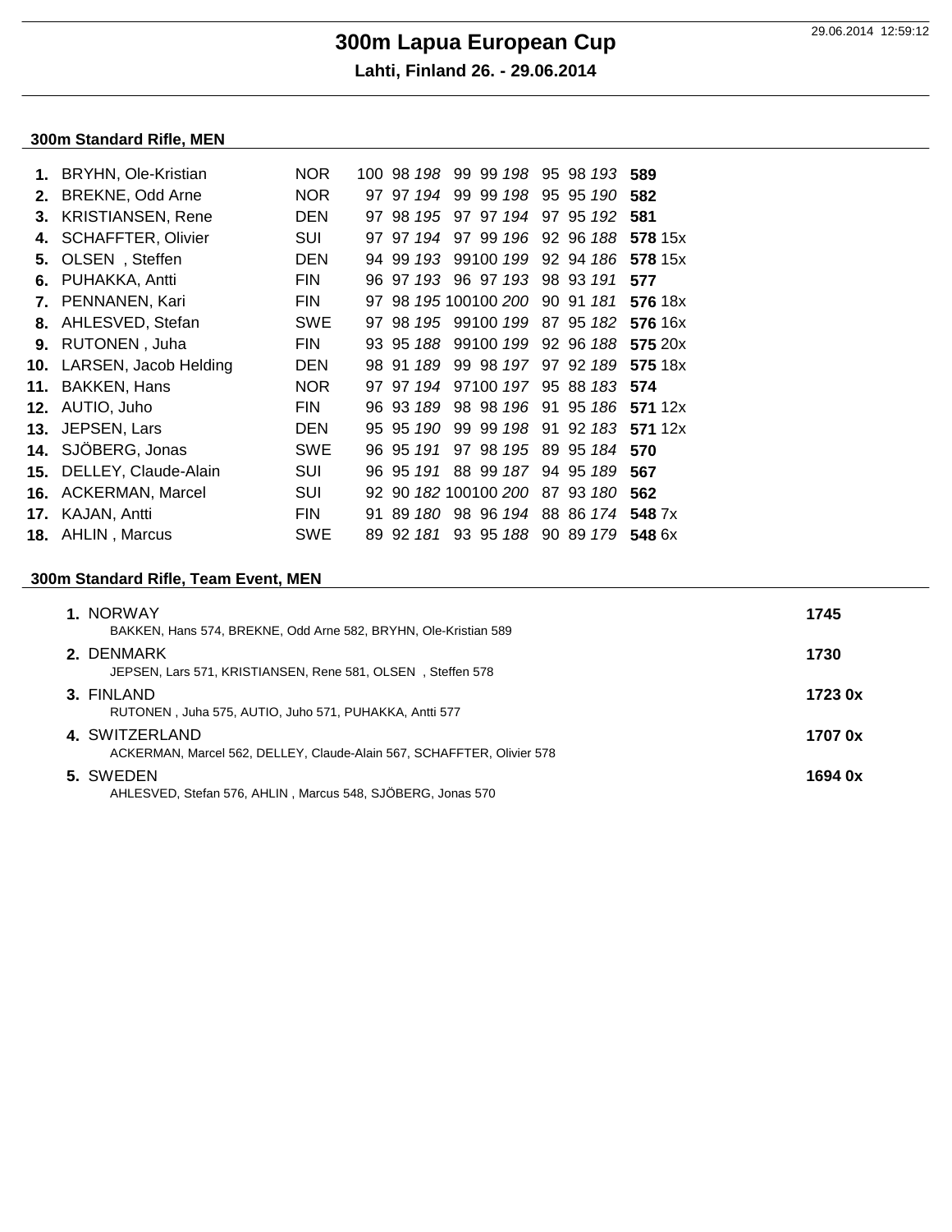# 300m Lapua European Cup

**Lahti, Finland 26. - 29.06.2014**

### 300m Standard Rifle, MEN

| | | | | | | | | | | | | |
|---|---|---|---|---|---|---|---|---|---|---|---|---|
| **1.** | BRYHN, Ole-Kristian | NOR | 100 | 98 | *198* | 99 | 99 | *198* | 95 | 98 | *193* | **589** |
| **2.** | BREKNE, Odd Arne | NOR | 97 | 97 | *194* | 99 | 99 | *198* | 95 | 95 | *190* | **582** |
| **3.** | KRISTIANSEN, Rene | DEN | 97 | 98 | *195* | 97 | 97 | *194* | 97 | 95 | *192* | **581** |
| **4.** | SCHAFFTER, Olivier | SUI | 97 | 97 | *194* | 97 | 99 | *196* | 92 | 96 | *188* | **578** 15x |
| **5.** | OLSEN , Steffen | DEN | 94 | 99 | *193* | 99 | 100 | *199* | 92 | 94 | *186* | **578** 15x |
| **6.** | PUHAKKA, Antti | FIN | 96 | 97 | *193* | 96 | 97 | *193* | 98 | 93 | *191* | **577** |
| **7.** | PENNANEN, Kari | FIN | 97 | 98 | *195* | 100 | 100 | *200* | 90 | 91 | *181* | **576** 18x |
| **8.** | AHLESVED, Stefan | SWE | 97 | 98 | *195* | 99 | 100 | *199* | 87 | 95 | *182* | **576** 16x |
| **9.** | RUTONEN , Juha | FIN | 93 | 95 | *188* | 99 | 100 | *199* | 92 | 96 | *188* | **575** 20x |
| **10.** | LARSEN, Jacob Helding | DEN | 98 | 91 | *189* | 99 | 98 | *197* | 97 | 92 | *189* | **575** 18x |
| **11.** | BAKKEN, Hans | NOR | 97 | 97 | *194* | 97 | 100 | *197* | 95 | 88 | *183* | **574** |
| **12.** | AUTIO, Juho | FIN | 96 | 93 | *189* | 98 | 98 | *196* | 91 | 95 | *186* | **571** 12x |
| **13.** | JEPSEN, Lars | DEN | 95 | 95 | *190* | 99 | 99 | *198* | 91 | 92 | *183* | **571** 12x |
| **14.** | SJÖBERG, Jonas | SWE | 96 | 95 | *191* | 97 | 98 | *195* | 89 | 95 | *184* | **570** |
| **15.** | DELLEY, Claude-Alain | SUI | 96 | 95 | *191* | 88 | 99 | *187* | 94 | 95 | *189* | **567** |
| **16.** | ACKERMAN, Marcel | SUI | 92 | 90 | *182* | 100 | 100 | *200* | 87 | 93 | *180* | **562** |
| **17.** | KAJAN, Antti | FIN | 91 | 89 | *180* | 98 | 96 | *194* | 88 | 86 | *174* | **548** 7x |
| **18.** | AHLIN , Marcus | SWE | 89 | 92 | *181* | 93 | 95 | *188* | 90 | 89 | *179* | **548** 6x |

### 300m Standard Rifle, Team Event, MEN

**1.** NORWAY — **1745**
BAKKEN, Hans 574, BREKNE, Odd Arne 582, BRYHN, Ole-Kristian 589

**2.** DENMARK — **1730**
JEPSEN, Lars 571, KRISTIANSEN, Rene 581, OLSEN , Steffen 578

**3.** FINLAND — **1723 0x**
RUTONEN , Juha 575, AUTIO, Juho 571, PUHAKKA, Antti 577

**4.** SWITZERLAND — **1707 0x**
ACKERMAN, Marcel 562, DELLEY, Claude-Alain 567, SCHAFFTER, Olivier 578

**5.** SWEDEN — **1694 0x**
AHLESVED, Stefan 576, AHLIN , Marcus 548, SJÖBERG, Jonas 570